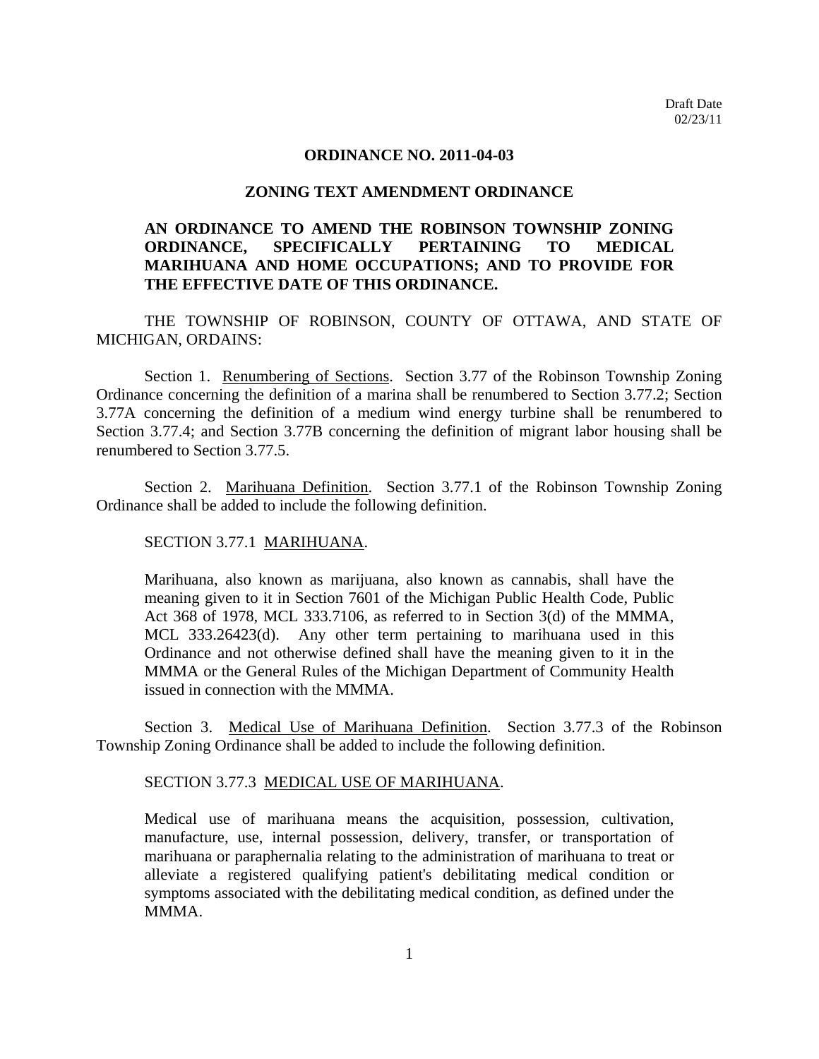Draft Date
02/23/11

# ORDINANCE NO. 2011-04-03

## ZONING TEXT AMENDMENT ORDINANCE

**AN ORDINANCE TO AMEND THE ROBINSON TOWNSHIP ZONING ORDINANCE, SPECIFICALLY PERTAINING TO MEDICAL MARIHUANA AND HOME OCCUPATIONS; AND TO PROVIDE FOR THE EFFECTIVE DATE OF THIS ORDINANCE.**

THE TOWNSHIP OF ROBINSON, COUNTY OF OTTAWA, AND STATE OF MICHIGAN, ORDAINS:

Section 1. Renumbering of Sections. Section 3.77 of the Robinson Township Zoning Ordinance concerning the definition of a marina shall be renumbered to Section 3.77.2; Section 3.77A concerning the definition of a medium wind energy turbine shall be renumbered to Section 3.77.4; and Section 3.77B concerning the definition of migrant labor housing shall be renumbered to Section 3.77.5.

Section 2. Marihuana Definition. Section 3.77.1 of the Robinson Township Zoning Ordinance shall be added to include the following definition.

SECTION 3.77.1 MARIHUANA.

> Marihuana, also known as marijuana, also known as cannabis, shall have the meaning given to it in Section 7601 of the Michigan Public Health Code, Public Act 368 of 1978, MCL 333.7106, as referred to in Section 3(d) of the MMMA, MCL 333.26423(d). Any other term pertaining to marihuana used in this Ordinance and not otherwise defined shall have the meaning given to it in the MMMA or the General Rules of the Michigan Department of Community Health issued in connection with the MMMA.

Section 3. Medical Use of Marihuana Definition. Section 3.77.3 of the Robinson Township Zoning Ordinance shall be added to include the following definition.

SECTION 3.77.3 MEDICAL USE OF MARIHUANA.

> Medical use of marihuana means the acquisition, possession, cultivation, manufacture, use, internal possession, delivery, transfer, or transportation of marihuana or paraphernalia relating to the administration of marihuana to treat or alleviate a registered qualifying patient's debilitating medical condition or symptoms associated with the debilitating medical condition, as defined under the MMMA.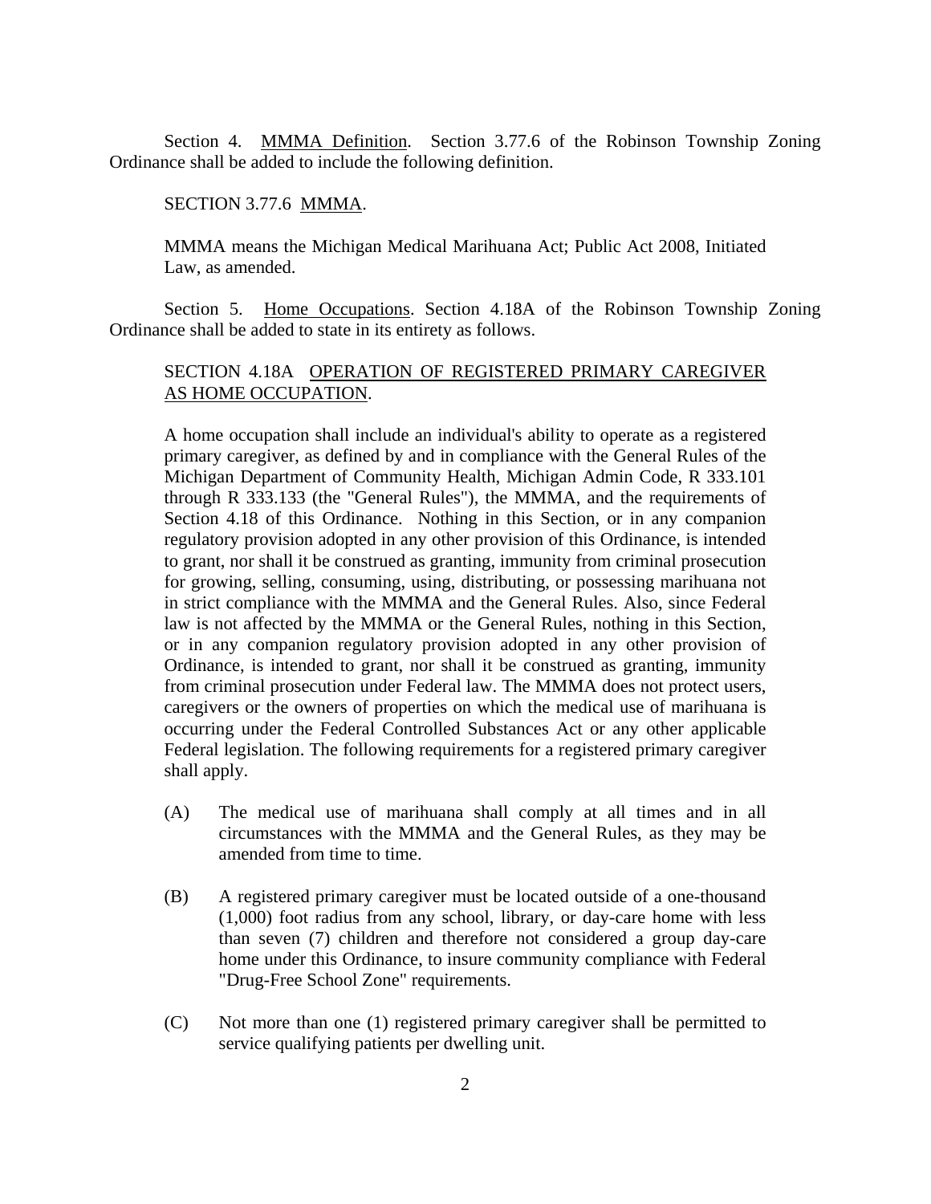Section 4. <u>MMMA Definition</u>. Section 3.77.6 of the Robinson Township Zoning Ordinance shall be added to include the following definition.

SECTION 3.77.6 <u>MMMA</u>.

MMMA means the Michigan Medical Marihuana Act; Public Act 2008, Initiated Law, as amended.

Section 5. <u>Home Occupations</u>. Section 4.18A of the Robinson Township Zoning Ordinance shall be added to state in its entirety as follows.

SECTION 4.18A <u>OPERATION OF REGISTERED PRIMARY CAREGIVER AS HOME OCCUPATION</u>.

A home occupation shall include an individual's ability to operate as a registered primary caregiver, as defined by and in compliance with the General Rules of the Michigan Department of Community Health, Michigan Admin Code, R 333.101 through R 333.133 (the "General Rules"), the MMMA, and the requirements of Section 4.18 of this Ordinance. Nothing in this Section, or in any companion regulatory provision adopted in any other provision of this Ordinance, is intended to grant, nor shall it be construed as granting, immunity from criminal prosecution for growing, selling, consuming, using, distributing, or possessing marihuana not in strict compliance with the MMMA and the General Rules. Also, since Federal law is not affected by the MMMA or the General Rules, nothing in this Section, or in any companion regulatory provision adopted in any other provision of Ordinance, is intended to grant, nor shall it be construed as granting, immunity from criminal prosecution under Federal law. The MMMA does not protect users, caregivers or the owners of properties on which the medical use of marihuana is occurring under the Federal Controlled Substances Act or any other applicable Federal legislation. The following requirements for a registered primary caregiver shall apply.

(A) The medical use of marihuana shall comply at all times and in all circumstances with the MMMA and the General Rules, as they may be amended from time to time.

(B) A registered primary caregiver must be located outside of a one-thousand (1,000) foot radius from any school, library, or day-care home with less than seven (7) children and therefore not considered a group day-care home under this Ordinance, to insure community compliance with Federal "Drug-Free School Zone" requirements.

(C) Not more than one (1) registered primary caregiver shall be permitted to service qualifying patients per dwelling unit.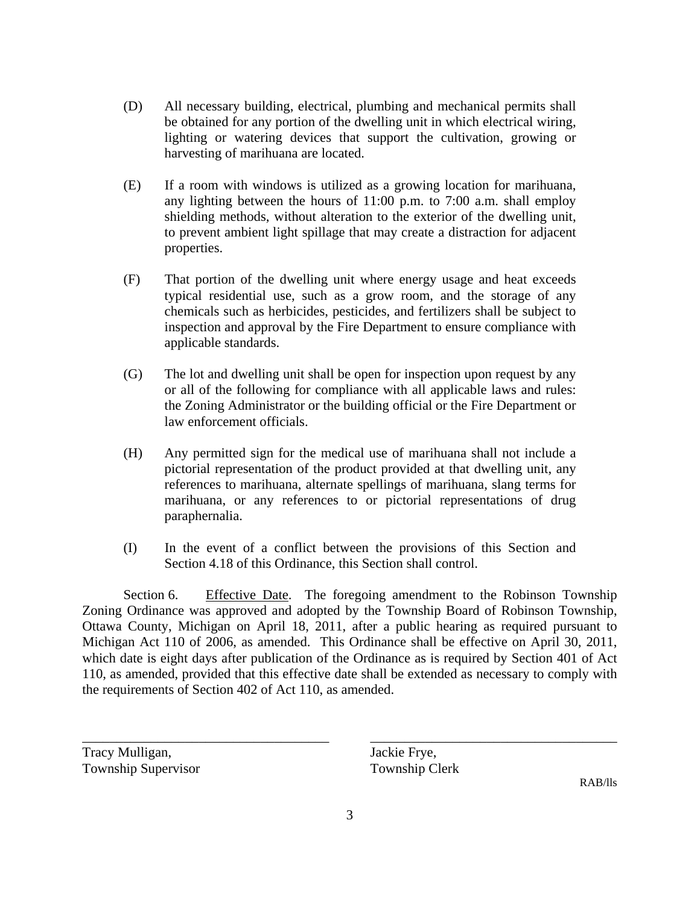(D) All necessary building, electrical, plumbing and mechanical permits shall be obtained for any portion of the dwelling unit in which electrical wiring, lighting or watering devices that support the cultivation, growing or harvesting of marihuana are located.

(E) If a room with windows is utilized as a growing location for marihuana, any lighting between the hours of 11:00 p.m. to 7:00 a.m. shall employ shielding methods, without alteration to the exterior of the dwelling unit, to prevent ambient light spillage that may create a distraction for adjacent properties.

(F) That portion of the dwelling unit where energy usage and heat exceeds typical residential use, such as a grow room, and the storage of any chemicals such as herbicides, pesticides, and fertilizers shall be subject to inspection and approval by the Fire Department to ensure compliance with applicable standards.

(G) The lot and dwelling unit shall be open for inspection upon request by any or all of the following for compliance with all applicable laws and rules: the Zoning Administrator or the building official or the Fire Department or law enforcement officials.

(H) Any permitted sign for the medical use of marihuana shall not include a pictorial representation of the product provided at that dwelling unit, any references to marihuana, alternate spellings of marihuana, slang terms for marihuana, or any references to or pictorial representations of drug paraphernalia.

(I) In the event of a conflict between the provisions of this Section and Section 4.18 of this Ordinance, this Section shall control.

Section 6. Effective Date. The foregoing amendment to the Robinson Township Zoning Ordinance was approved and adopted by the Township Board of Robinson Township, Ottawa County, Michigan on April 18, 2011, after a public hearing as required pursuant to Michigan Act 110 of 2006, as amended. This Ordinance shall be effective on April 30, 2011, which date is eight days after publication of the Ordinance as is required by Section 401 of Act 110, as amended, provided that this effective date shall be extended as necessary to comply with the requirements of Section 402 of Act 110, as amended.

\_\_\_\_\_\_\_\_\_\_\_\_\_\_\_\_\_\_\_\_\_\_\_\_\_\_\_\_\_\_\_\_\_\_\_\_
Tracy Mulligan,
Township Supervisor

\_\_\_\_\_\_\_\_\_\_\_\_\_\_\_\_\_\_\_\_\_\_\_\_\_\_\_\_\_\_\_\_\_\_\_\_
Jackie Frye,
Township Clerk

RAB/lls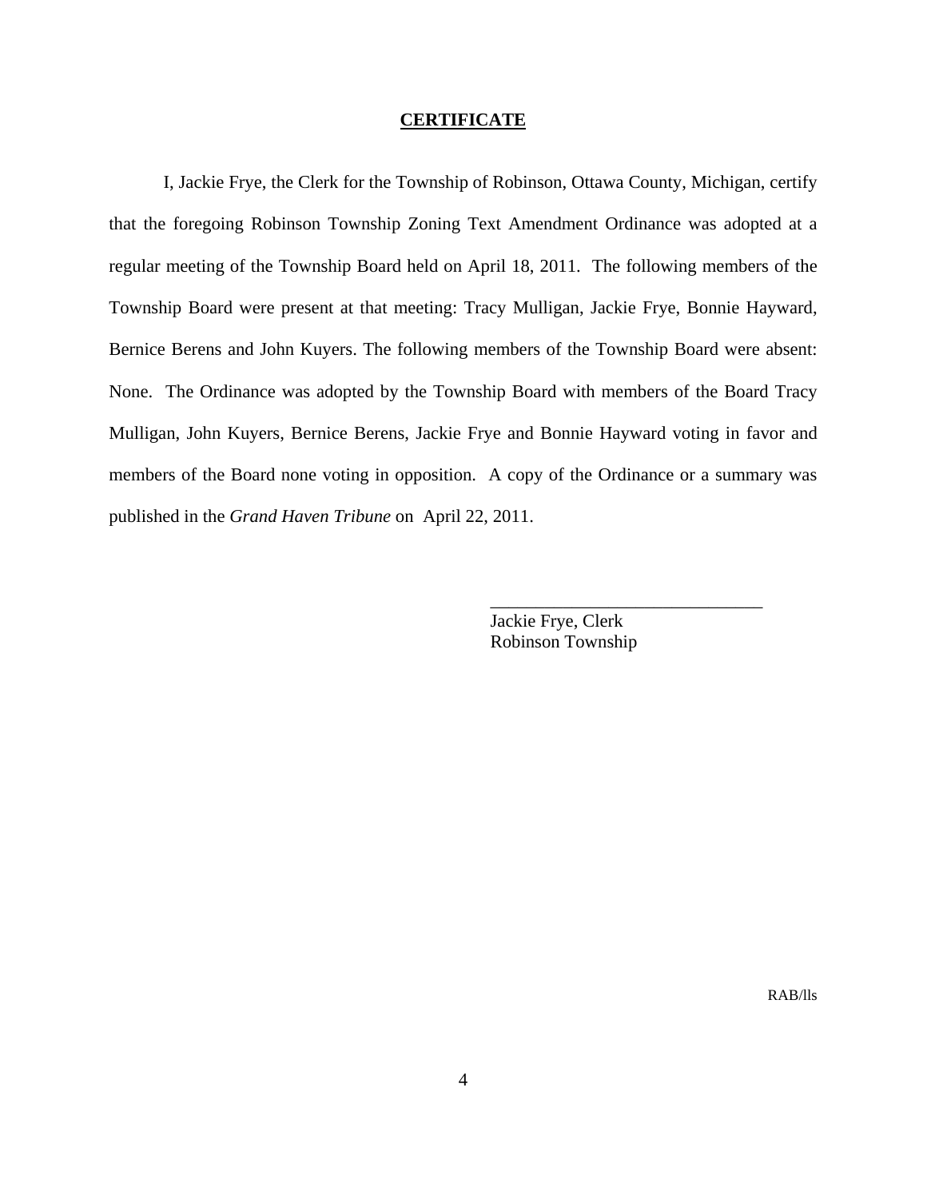**CERTIFICATE**

I, Jackie Frye, the Clerk for the Township of Robinson, Ottawa County, Michigan, certify that the foregoing Robinson Township Zoning Text Amendment Ordinance was adopted at a regular meeting of the Township Board held on April 18, 2011. The following members of the Township Board were present at that meeting: Tracy Mulligan, Jackie Frye, Bonnie Hayward, Bernice Berens and John Kuyers. The following members of the Township Board were absent: None. The Ordinance was adopted by the Township Board with members of the Board Tracy Mulligan, John Kuyers, Bernice Berens, Jackie Frye and Bonnie Hayward voting in favor and members of the Board none voting in opposition. A copy of the Ordinance or a summary was published in the *Grand Haven Tribune* on April 22, 2011.

\_\_\_\_\_\_\_\_\_\_\_\_\_\_\_\_\_\_\_\_\_\_\_\_\_\_\_\_\_\_
Jackie Frye, Clerk
Robinson Township

RAB/lls